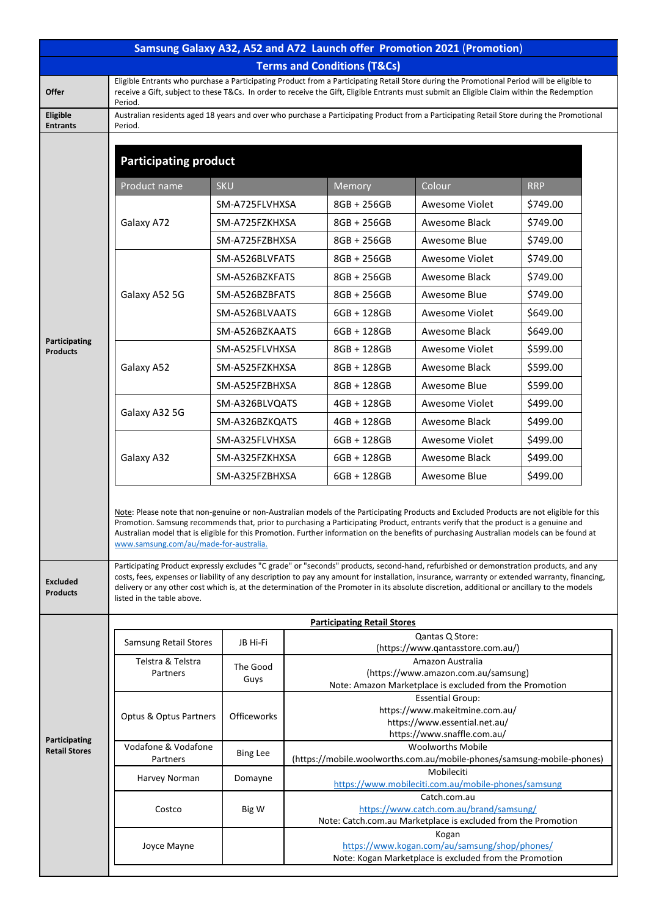# Samsung Galaxy A32, A52 and A72 Launch offer Promotion 2021 (Promotion)

## Terms and Conditions (T&Cs)

**Offer**

Eligible Entrants who purchase a Participating Product from a Participating Retail Store during the Promotional Period will be eligible to receive a Gift, subject to these T&Cs. In order to receive the Gift, Eligible Entrants must submit an Eligible Claim within the Redemption Period.

**Eligible Entrants**

Australian residents aged 18 years and over who purchase a Participating Product from a Participating Retail Store during the Promotional Period.

**Participating Products**

**Participating product**

| Product name | SKU | Memory | Colour | RRP |
|---|---|---|---|---|
| Galaxy A72 | SM-A725FLVHXSA | 8GB + 256GB | Awesome Violet | $749.00 |
| | SM-A725FZKHXSA | 8GB + 256GB | Awesome Black | $749.00 |
| | SM-A725FZBHXSA | 8GB + 256GB | Awesome Blue | $749.00 |
| Galaxy A52 5G | SM-A526BLVFATS | 8GB + 256GB | Awesome Violet | $749.00 |
| | SM-A526BZKFATS | 8GB + 256GB | Awesome Black | $749.00 |
| | SM-A526BZBFATS | 8GB + 256GB | Awesome Blue | $749.00 |
| | SM-A526BLVAATS | 6GB + 128GB | Awesome Violet | $649.00 |
| | SM-A526BZKAATS | 6GB + 128GB | Awesome Black | $649.00 |
| Galaxy A52 | SM-A525FLVHXSA | 8GB + 128GB | Awesome Violet | $599.00 |
| | SM-A525FZKHXSA | 8GB + 128GB | Awesome Black | $599.00 |
| | SM-A525FZBHXSA | 8GB + 128GB | Awesome Blue | $599.00 |
| Galaxy A32 5G | SM-A326BLVQATS | 4GB + 128GB | Awesome Violet | $499.00 |
| | SM-A326BZKQATS | 4GB + 128GB | Awesome Black | $499.00 |
| Galaxy A32 | SM-A325FLVHXSA | 6GB + 128GB | Awesome Violet | $499.00 |
| | SM-A325FZKHXSA | 6GB + 128GB | Awesome Black | $499.00 |
| | SM-A325FZBHXSA | 6GB + 128GB | Awesome Blue | $499.00 |

Note: Please note that non-genuine or non-Australian models of the Participating Products and Excluded Products are not eligible for this Promotion. Samsung recommends that, prior to purchasing a Participating Product, entrants verify that the product is a genuine and Australian model that is eligible for this Promotion. Further information on the benefits of purchasing Australian models can be found at www.samsung.com/au/made-for-australia.

**Excluded Products**

Participating Product expressly excludes "C grade" or "seconds" products, second-hand, refurbished or demonstration products, and any costs, fees, expenses or liability of any description to pay any amount for installation, insurance, warranty or extended warranty, financing, delivery or any other cost which is, at the determination of the Promoter in its absolute discretion, additional or ancillary to the models listed in the table above.

**Participating Retail Stores**

**Participating Retail Stores**

| | | |
|---|---|---|
| Samsung Retail Stores | JB Hi-Fi | Qantas Q Store: (https://www.qantasstore.com.au/) |
| Telstra & Telstra Partners | The Good Guys | Amazon Australia (https://www.amazon.com.au/samsung) Note: Amazon Marketplace is excluded from the Promotion |
| Optus & Optus Partners | Officeworks | Essential Group: https://www.makeitmine.com.au/ https://www.essential.net.au/ https://www.snaffle.com.au/ |
| Vodafone & Vodafone Partners | Bing Lee | Woolworths Mobile (https://mobile.woolworths.com.au/mobile-phones/samsung-mobile-phones) |
| Harvey Norman | Domayne | Mobileciti https://www.mobileciti.com.au/mobile-phones/samsung |
| Costco | Big W | Catch.com.au https://www.catch.com.au/brand/samsung/ Note: Catch.com.au Marketplace is excluded from the Promotion |
| Joyce Mayne | | Kogan https://www.kogan.com/au/samsung/shop/phones/ Note: Kogan Marketplace is excluded from the Promotion |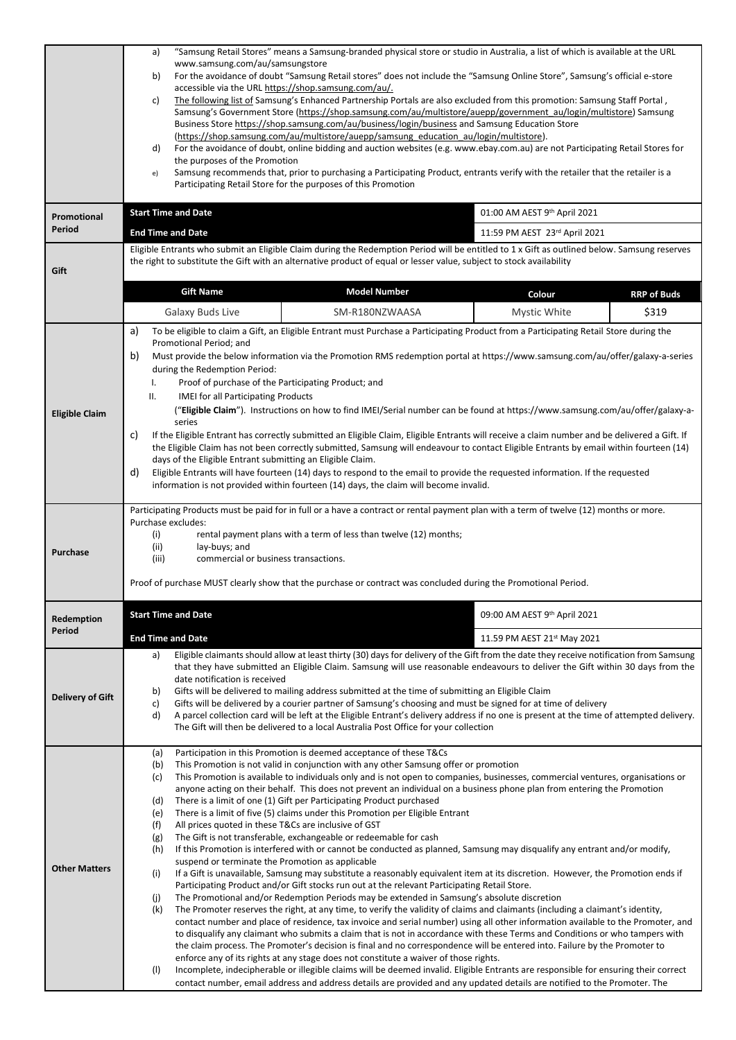| | |
|---|---|
| | a) "Samsung Retail Stores" means a Samsung-branded physical store or studio in Australia, a list of which is available at the URL www.samsung.com/au/samsungstore<br>b) For the avoidance of doubt "Samsung Retail stores" does not include the "Samsung Online Store", Samsung's official e-store accessible via the URL https://shop.samsung.com/au/.<br>c) The following list of Samsung's Enhanced Partnership Portals are also excluded from this promotion: Samsung Staff Portal , Samsung's Government Store (https://shop.samsung.com/au/multistore/auepp/government_au/login/multistore) Samsung Business Store https://shop.samsung.com/au/business/login/business and Samsung Education Store (https://shop.samsung.com/au/multistore/auepp/samsung_education_au/login/multistore).<br>d) For the avoidance of doubt, online bidding and auction websites (e.g. www.ebay.com.au) are not Participating Retail Stores for the purposes of the Promotion<br>e) Samsung recommends that, prior to purchasing a Participating Product, entrants verify with the retailer that the retailer is a Participating Retail Store for the purposes of this Promotion |
| **Promotional Period** | **Start Time and Date**: 01:00 AM AEST 9th April 2021<br>**End Time and Date**: 11:59 PM AEST 23rd April 2021 |
| **Gift** | Eligible Entrants who submit an Eligible Claim during the Redemption Period will be entitled to 1 x Gift as outlined below. Samsung reserves the right to substitute the Gift with an alternative product of equal or lesser value, subject to stock availability<br><br>**Gift Name**: Galaxy Buds Live — **Model Number**: SM-R180NZWAASA — **Colour**: Mystic White — **RRP of Buds**: $319 |
| **Eligible Claim** | a) To be eligible to claim a Gift, an Eligible Entrant must Purchase a Participating Product from a Participating Retail Store during the Promotional Period; and<br>b) Must provide the below information via the Promotion RMS redemption portal at https://www.samsung.com/au/offer/galaxy-a-series during the Redemption Period:<br>I. Proof of purchase of the Participating Product; and<br>II. IMEI for all Participating Products<br>("**Eligible Claim**"). Instructions on how to find IMEI/Serial number can be found at https://www.samsung.com/au/offer/galaxy-a-series<br>c) If the Eligible Entrant has correctly submitted an Eligible Claim, Eligible Entrants will receive a claim number and be delivered a Gift. If the Eligible Claim has not been correctly submitted, Samsung will endeavour to contact Eligible Entrants by email within fourteen (14) days of the Eligible Entrant submitting an Eligible Claim.<br>d) Eligible Entrants will have fourteen (14) days to respond to the email to provide the requested information. If the requested information is not provided within fourteen (14) days, the claim will become invalid. |
| **Purchase** | Participating Products must be paid for in full or a have a contract or rental payment plan with a term of twelve (12) months or more.<br>Purchase excludes:<br>(i) rental payment plans with a term of less than twelve (12) months;<br>(ii) lay-buys; and<br>(iii) commercial or business transactions.<br><br>Proof of purchase MUST clearly show that the purchase or contract was concluded during the Promotional Period. |
| **Redemption Period** | **Start Time and Date**: 09:00 AM AEST 9th April 2021<br>**End Time and Date**: 11.59 PM AEST 21st May 2021 |
| **Delivery of Gift** | a) Eligible claimants should allow at least thirty (30) days for delivery of the Gift from the date they receive notification from Samsung that they have submitted an Eligible Claim. Samsung will use reasonable endeavours to deliver the Gift within 30 days from the date notification is received<br>b) Gifts will be delivered to mailing address submitted at the time of submitting an Eligible Claim<br>c) Gifts will be delivered by a courier partner of Samsung's choosing and must be signed for at time of delivery<br>d) A parcel collection card will be left at the Eligible Entrant's delivery address if no one is present at the time of attempted delivery. The Gift will then be delivered to a local Australia Post Office for your collection |
| **Other Matters** | (a) Participation in this Promotion is deemed acceptance of these T&Cs<br>(b) This Promotion is not valid in conjunction with any other Samsung offer or promotion<br>(c) This Promotion is available to individuals only and is not open to companies, businesses, commercial ventures, organisations or anyone acting on their behalf. This does not prevent an individual on a business phone plan from entering the Promotion<br>(d) There is a limit of one (1) Gift per Participating Product purchased<br>(e) There is a limit of five (5) claims under this Promotion per Eligible Entrant<br>(f) All prices quoted in these T&Cs are inclusive of GST<br>(g) The Gift is not transferable, exchangeable or redeemable for cash<br>(h) If this Promotion is interfered with or cannot be conducted as planned, Samsung may disqualify any entrant and/or modify, suspend or terminate the Promotion as applicable<br>(i) If a Gift is unavailable, Samsung may substitute a reasonably equivalent item at its discretion. However, the Promotion ends if Participating Product and/or Gift stocks run out at the relevant Participating Retail Store.<br>(j) The Promotional and/or Redemption Periods may be extended in Samsung's absolute discretion<br>(k) The Promoter reserves the right, at any time, to verify the validity of claims and claimants (including a claimant's identity, contact number and place of residence, tax invoice and serial number) using all other information available to the Promoter, and to disqualify any claimant who submits a claim that is not in accordance with these Terms and Conditions or who tampers with the claim process. The Promoter's decision is final and no correspondence will be entered into. Failure by the Promoter to enforce any of its rights at any stage does not constitute a waiver of those rights.<br>(l) Incomplete, indecipherable or illegible claims will be deemed invalid. Eligible Entrants are responsible for ensuring their correct contact number, email address and address details are provided and any updated details are notified to the Promoter. The |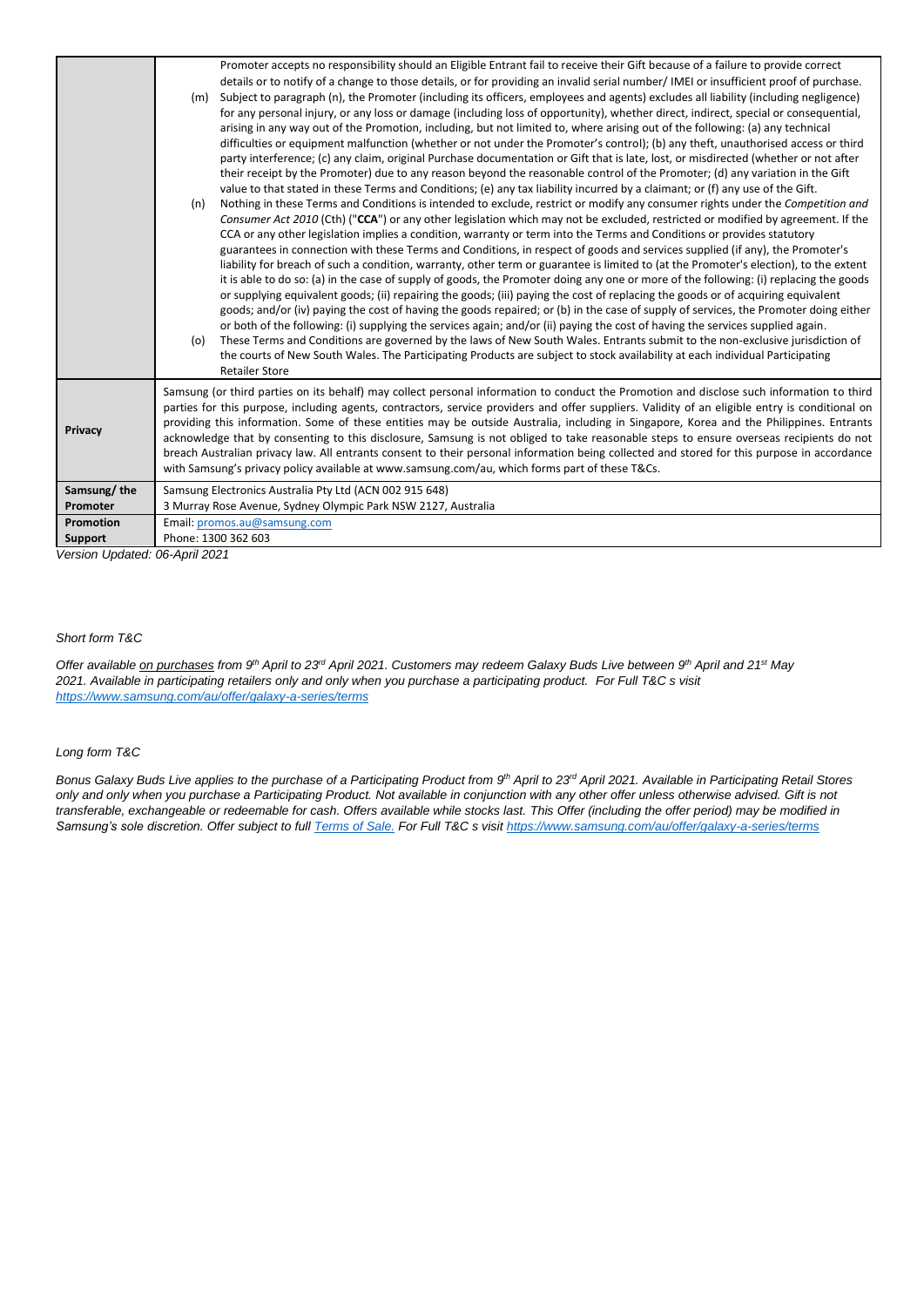| | |
|---|---|
| | Promoter accepts no responsibility should an Eligible Entrant fail to receive their Gift because of a failure to provide correct details or to notify of a change to those details, or for providing an invalid serial number/ IMEI or insufficient proof of purchase.<br>(m) Subject to paragraph (n), the Promoter (including its officers, employees and agents) excludes all liability (including negligence) for any personal injury, or any loss or damage (including loss of opportunity), whether direct, indirect, special or consequential, arising in any way out of the Promotion, including, but not limited to, where arising out of the following: (a) any technical difficulties or equipment malfunction (whether or not under the Promoter's control); (b) any theft, unauthorised access or third party interference; (c) any claim, original Purchase documentation or Gift that is late, lost, or misdirected (whether or not after their receipt by the Promoter) due to any reason beyond the reasonable control of the Promoter; (d) any variation in the Gift value to that stated in these Terms and Conditions; (e) any tax liability incurred by a claimant; or (f) any use of the Gift.<br>(n) Nothing in these Terms and Conditions is intended to exclude, restrict or modify any consumer rights under the *Competition and Consumer Act 2010* (Cth) ("**CCA**") or any other legislation which may not be excluded, restricted or modified by agreement. If the CCA or any other legislation implies a condition, warranty or term into the Terms and Conditions or provides statutory guarantees in connection with these Terms and Conditions, in respect of goods and services supplied (if any), the Promoter's liability for breach of such a condition, warranty, other term or guarantee is limited to (at the Promoter's election), to the extent it is able to do so: (a) in the case of supply of goods, the Promoter doing any one or more of the following: (i) replacing the goods or supplying equivalent goods; (ii) repairing the goods; (iii) paying the cost of replacing the goods or of acquiring equivalent goods; and/or (iv) paying the cost of having the goods repaired; or (b) in the case of supply of services, the Promoter doing either or both of the following: (i) supplying the services again; and/or (ii) paying the cost of having the services supplied again.<br>(o) These Terms and Conditions are governed by the laws of New South Wales. Entrants submit to the non-exclusive jurisdiction of the courts of New South Wales. The Participating Products are subject to stock availability at each individual Participating Retailer Store |
| **Privacy** | Samsung (or third parties on its behalf) may collect personal information to conduct the Promotion and disclose such information to third parties for this purpose, including agents, contractors, service providers and offer suppliers. Validity of an eligible entry is conditional on providing this information. Some of these entities may be outside Australia, including in Singapore, Korea and the Philippines. Entrants acknowledge that by consenting to this disclosure, Samsung is not obliged to take reasonable steps to ensure overseas recipients do not breach Australian privacy law. All entrants consent to their personal information being collected and stored for this purpose in accordance with Samsung's privacy policy available at www.samsung.com/au, which forms part of these T&Cs. |
| **Samsung/ the Promoter** | Samsung Electronics Australia Pty Ltd (ACN 002 915 648)<br>3 Murray Rose Avenue, Sydney Olympic Park NSW 2127, Australia |
| **Promotion Support** | Email: promos.au@samsung.com<br>Phone: 1300 362 603 |

*Version Updated: 06-April 2021*

*Short form T&C*

*Offer available on purchases from 9th April to 23rd April 2021. Customers may redeem Galaxy Buds Live between 9th April and 21st May 2021. Available in participating retailers only and only when you purchase a participating product. For Full T&C s visit https://www.samsung.com/au/offer/galaxy-a-series/terms*

*Long form T&C*

*Bonus Galaxy Buds Live applies to the purchase of a Participating Product from 9th April to 23rd April 2021. Available in Participating Retail Stores only and only when you purchase a Participating Product. Not available in conjunction with any other offer unless otherwise advised. Gift is not transferable, exchangeable or redeemable for cash. Offers available while stocks last. This Offer (including the offer period) may be modified in Samsung's sole discretion. Offer subject to full Terms of Sale. For Full T&C s visit https://www.samsung.com/au/offer/galaxy-a-series/terms*